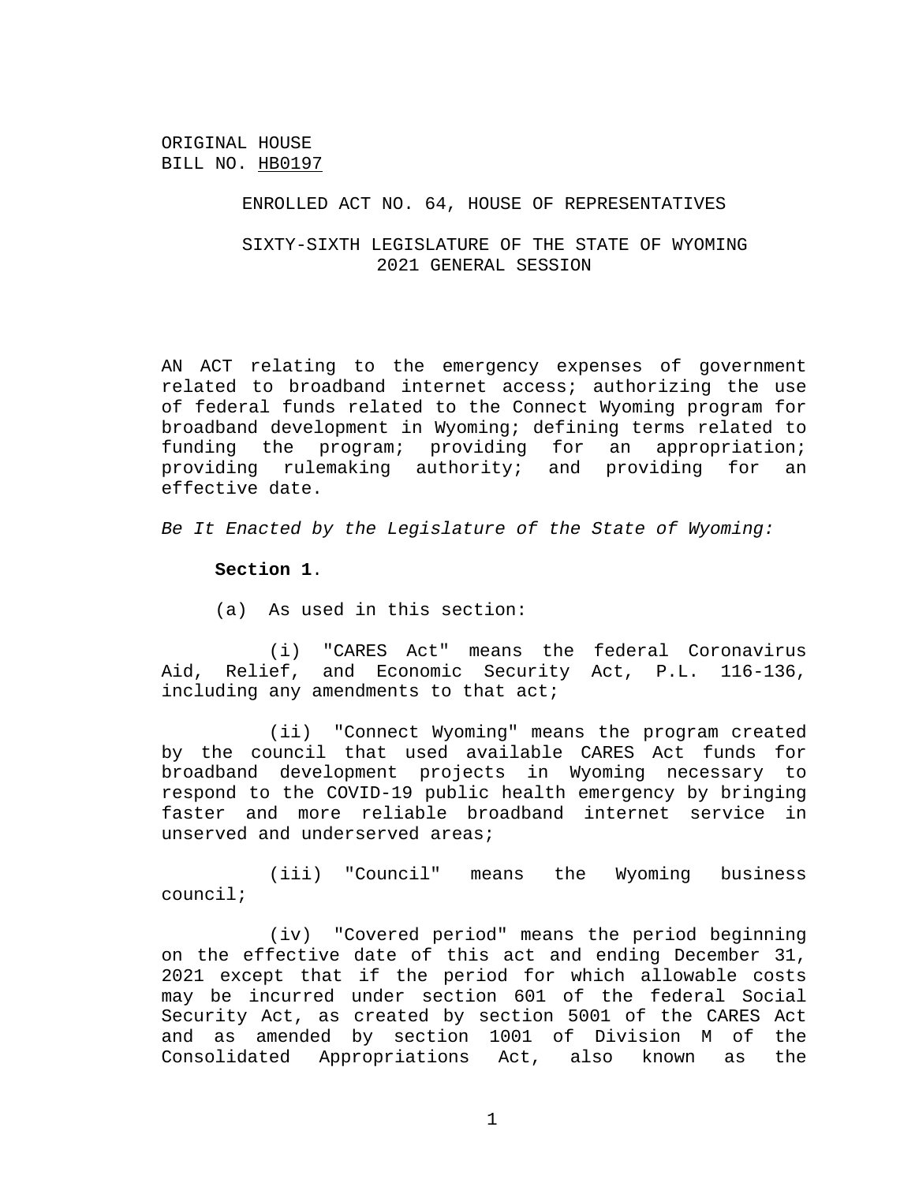ORIGINAL HOUSE
BILL NO. HB0197

ENROLLED ACT NO. 64, HOUSE OF REPRESENTATIVES

SIXTY-SIXTH LEGISLATURE OF THE STATE OF WYOMING
2021 GENERAL SESSION

AN ACT relating to the emergency expenses of government related to broadband internet access; authorizing the use of federal funds related to the Connect Wyoming program for broadband development in Wyoming; defining terms related to funding the program; providing for an appropriation; providing rulemaking authority; and providing for an effective date.

*Be It Enacted by the Legislature of the State of Wyoming:*

**Section 1**.

(a) As used in this section:

(i) "CARES Act" means the federal Coronavirus Aid, Relief, and Economic Security Act, P.L. 116-136, including any amendments to that act;

(ii) "Connect Wyoming" means the program created by the council that used available CARES Act funds for broadband development projects in Wyoming necessary to respond to the COVID-19 public health emergency by bringing faster and more reliable broadband internet service in unserved and underserved areas;

(iii) "Council" means the Wyoming business council;

(iv) "Covered period" means the period beginning on the effective date of this act and ending December 31, 2021 except that if the period for which allowable costs may be incurred under section 601 of the federal Social Security Act, as created by section 5001 of the CARES Act and as amended by section 1001 of Division M of the Consolidated Appropriations Act, also known as the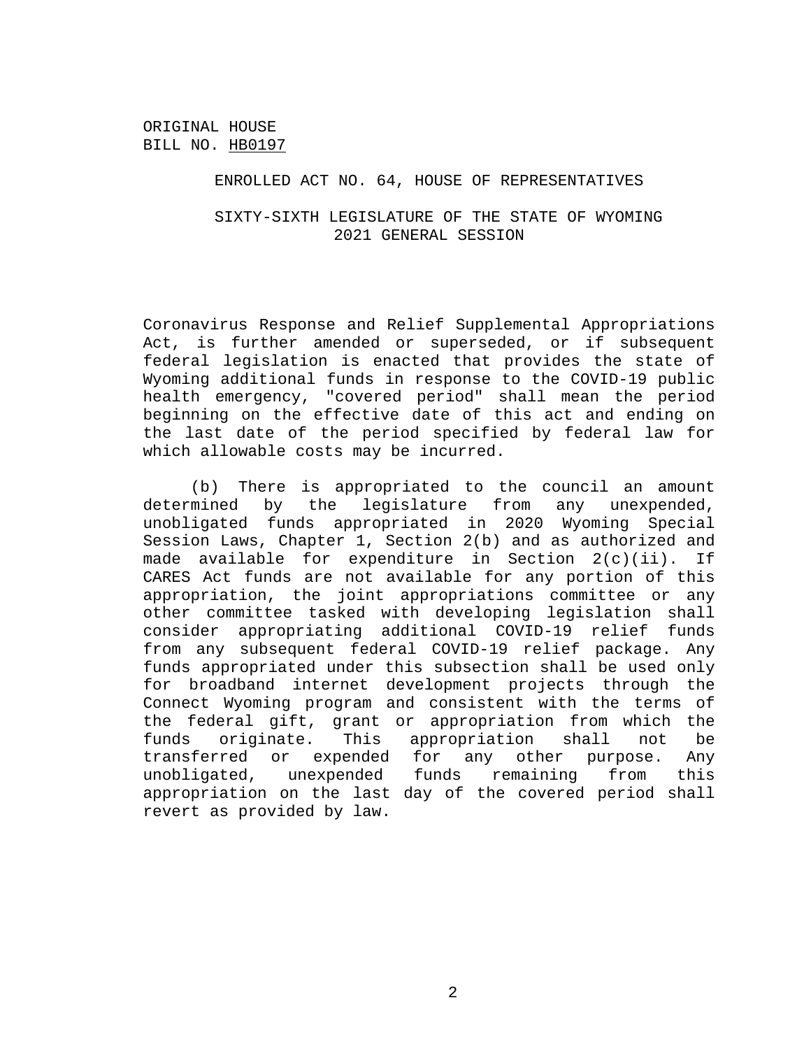Coronavirus Response and Relief Supplemental Appropriations Act, is further amended or superseded, or if subsequent federal legislation is enacted that provides the state of Wyoming additional funds in response to the COVID-19 public health emergency, "covered period" shall mean the period beginning on the effective date of this act and ending on the last date of the period specified by federal law for which allowable costs may be incurred.

(b) There is appropriated to the council an amount determined by the legislature from any unexpended, unobligated funds appropriated in 2020 Wyoming Special Session Laws, Chapter 1, Section 2(b) and as authorized and made available for expenditure in Section 2(c)(ii). If CARES Act funds are not available for any portion of this appropriation, the joint appropriations committee or any other committee tasked with developing legislation shall consider appropriating additional COVID-19 relief funds from any subsequent federal COVID-19 relief package. Any funds appropriated under this subsection shall be used only for broadband internet development projects through the Connect Wyoming program and consistent with the terms of the federal gift, grant or appropriation from which the funds originate. This appropriation shall not be transferred or expended for any other purpose. Any unobligated, unexpended funds remaining from this appropriation on the last day of the covered period shall revert as provided by law.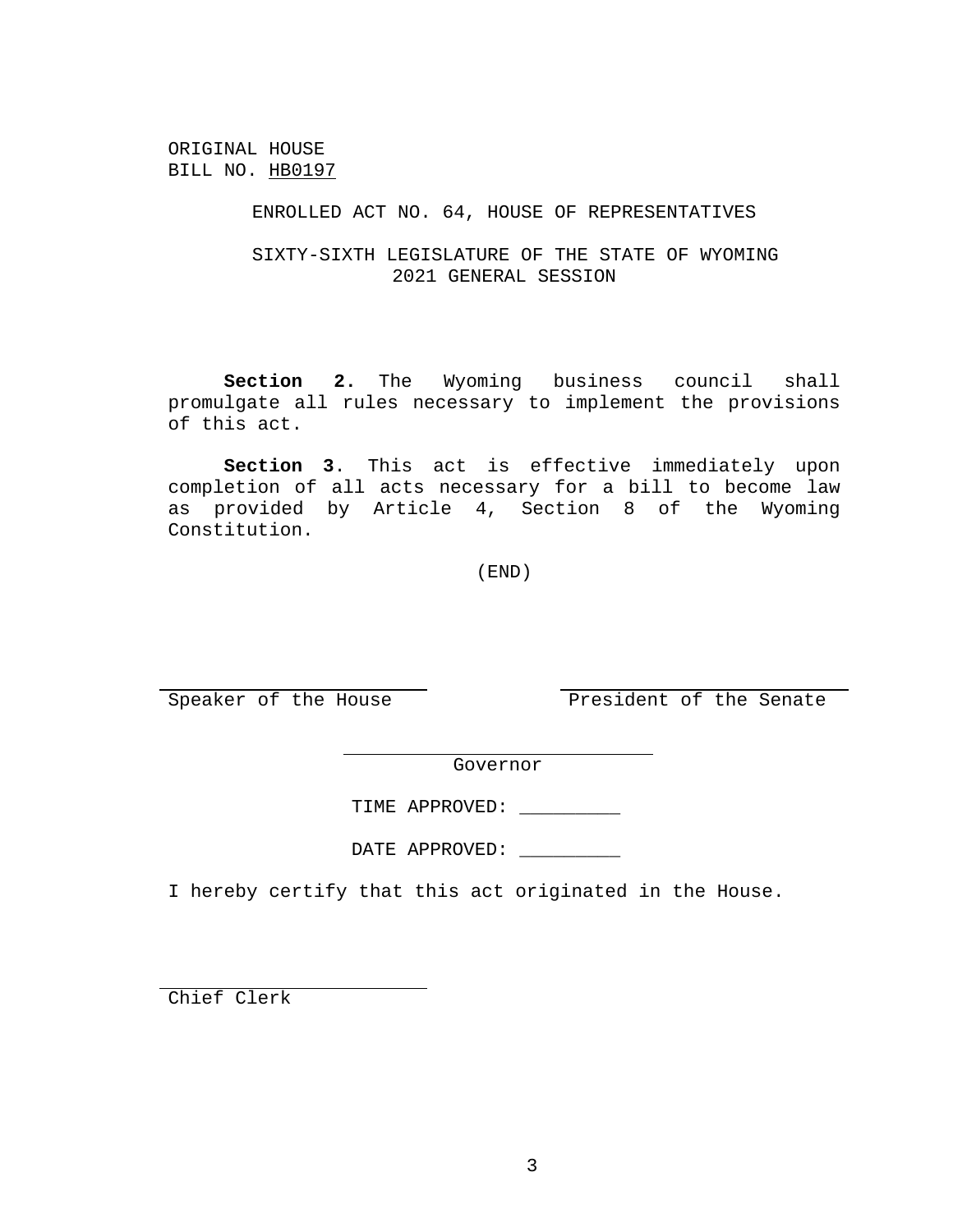ORIGINAL HOUSE
BILL NO. HB0197

ENROLLED ACT NO. 64, HOUSE OF REPRESENTATIVES

SIXTY-SIXTH LEGISLATURE OF THE STATE OF WYOMING
2021 GENERAL SESSION

**Section 2.** The Wyoming business council shall promulgate all rules necessary to implement the provisions of this act.

**Section 3**. This act is effective immediately upon completion of all acts necessary for a bill to become law as provided by Article 4, Section 8 of the Wyoming Constitution.

(END)

Speaker of the House

President of the Senate

Governor

TIME APPROVED: _________

DATE APPROVED: _________

I hereby certify that this act originated in the House.

Chief Clerk